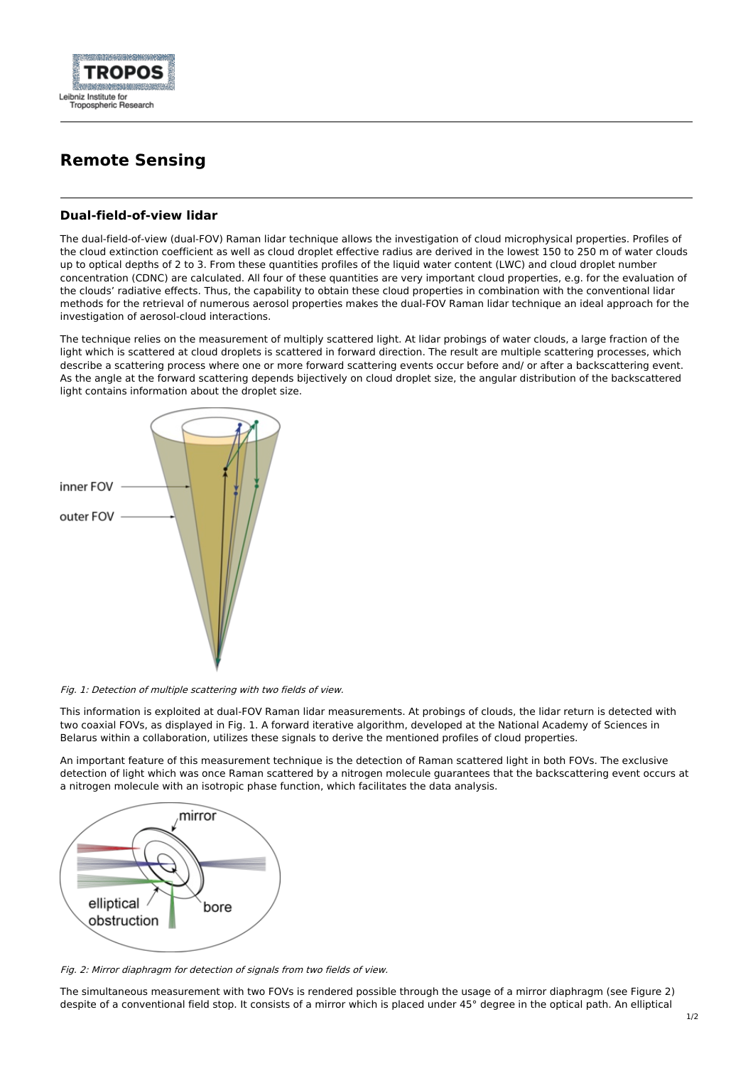# Remote Sensing

## Dual-field-of-view lidar

The dual-field-of-view (dual-FOV) Raman lidar technique allows the investigation of cloud microphysical properties. Profiles of the cloud extinction coefficient as well as cloud droplet effective radius are derived in the lowest 150 to 250 m of water clouds up to optical depths of 2 to 3. From these quantities profiles of the liquid water content (LWC) and cloud droplet number concentration (CDNC) are calculated. All four of these quantities are very important cloud properties, e.g. for the evaluation of the clouds' radiative effects. Thus, the capability to obtain these cloud properties in combination with the conventional lidar methods for the retrieval of numerous aerosol properties makes the dual-FOV Raman lidar technique an ideal approach for the investigation of aerosol-cloud interactions.

The technique relies on the measurement of multiply scattered light. At lidar probings of water clouds, a large fraction of the light which is scattered at cloud droplets is scattered in forward direction. The result are multiple scattering processes, which describe a scattering process where one or more forward scattering events occur before and/ or after a backscattering event. As the angle at the forward scattering depends bijectively on cloud droplet size, the angular distribution of the backscattered light contains information about the droplet size.

*Fig. 1: Detection of multiple scattering with two fields of view.*

This information is exploited at dual-FOV Raman lidar measurements. At probings of clouds, the lidar return is detected with two coaxial FOVs, as displayed in Fig. 1. A forward iterative algorithm, developed at the National Academy of Sciences in Belarus within a collaboration, utilizes these signals to derive the mentioned profiles of cloud properties.

An important feature of this measurement technique is the detection of Raman scattered light in both FOVs. The exclusive detection of light which was once Raman scattered by a nitrogen molecule guarantees that the backscattering event occurs at a nitrogen molecule with an isotropic phase function, which facilitates the data analysis.

*Fig. 2: Mirror diaphragm for detection of signals from two fields of view.*

The simultaneous measurement with two FOVs is rendered possible through the usage of a mirror diaphragm (see Figure 2) despite of a conventional field stop. It consists of a mirror which is placed under 45° degree in the optical path. An elliptical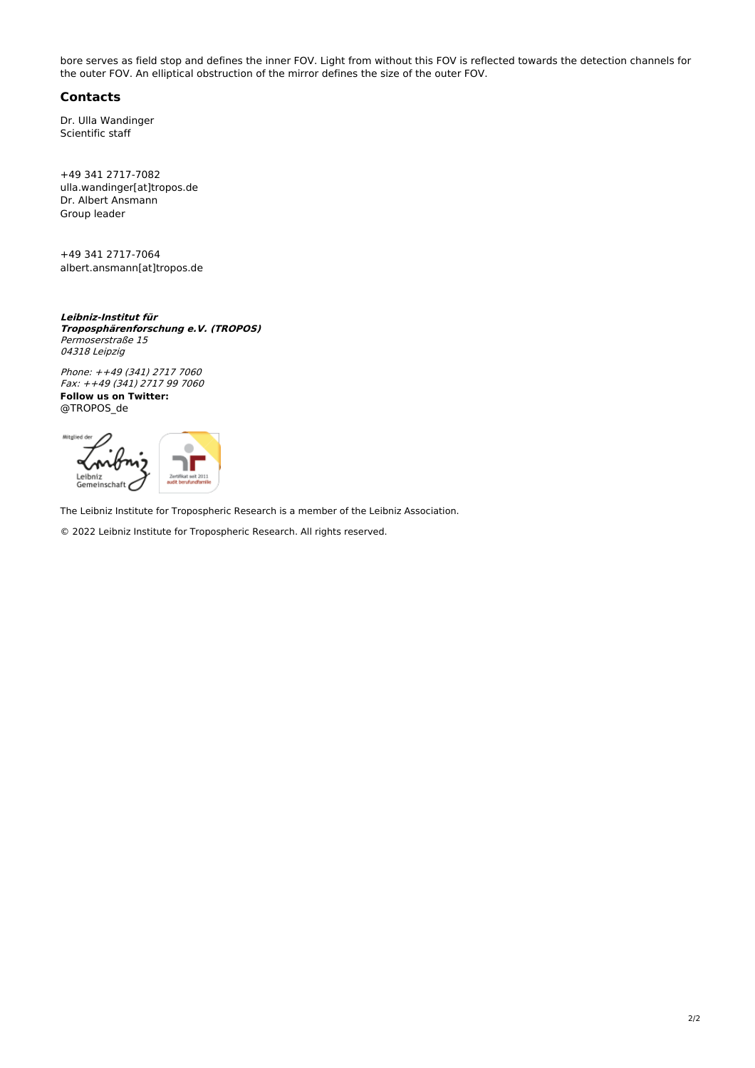bore serves as field stop and defines the inner FOV. Light from without this FOV is reflected towards the detection channels for the outer FOV. An elliptical obstruction of the mirror defines the size of the outer FOV.

### Contacts

Dr. Ulla Wandinger
Scientific staff

+49 341 2717-7082
ulla.wandinger[at]tropos.de
Dr. Albert Ansmann
Group leader

+49 341 2717-7064
albert.ansmann[at]tropos.de

***Leibniz-Institut für Troposphärenforschung e.V. (TROPOS)***
*Permoserstraße 15*
*04318 Leipzig*

*Phone: ++49 (341) 2717 7060*
*Fax: ++49 (341) 2717 99 7060*
**Follow us on Twitter:**
@TROPOS_de

Mitglied der Leibniz Gemeinschaft

Zertifikat seit 2011 audit berufundfamilie

The Leibniz Institute for Tropospheric Research is a member of the Leibniz Association.

© 2022 Leibniz Institute for Tropospheric Research. All rights reserved.